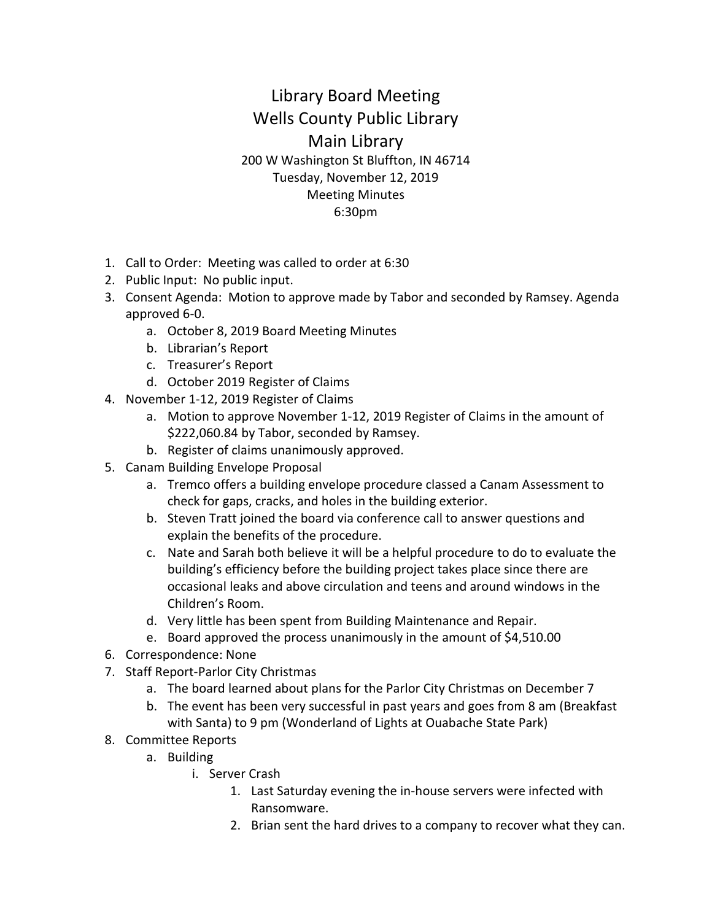# Library Board Meeting
# Wells County Public Library
# Main Library

200 W Washington St Bluffton, IN 46714
Tuesday, November 12, 2019
Meeting Minutes
6:30pm

1. Call to Order: Meeting was called to order at 6:30
2. Public Input: No public input.
3. Consent Agenda: Motion to approve made by Tabor and seconded by Ramsey. Agenda approved 6-0.
   a. October 8, 2019 Board Meeting Minutes
   b. Librarian's Report
   c. Treasurer's Report
   d. October 2019 Register of Claims
4. November 1-12, 2019 Register of Claims
   a. Motion to approve November 1-12, 2019 Register of Claims in the amount of $222,060.84 by Tabor, seconded by Ramsey.
   b. Register of claims unanimously approved.
5. Canam Building Envelope Proposal
   a. Tremco offers a building envelope procedure classed a Canam Assessment to check for gaps, cracks, and holes in the building exterior.
   b. Steven Tratt joined the board via conference call to answer questions and explain the benefits of the procedure.
   c. Nate and Sarah both believe it will be a helpful procedure to do to evaluate the building's efficiency before the building project takes place since there are occasional leaks and above circulation and teens and around windows in the Children's Room.
   d. Very little has been spent from Building Maintenance and Repair.
   e. Board approved the process unanimously in the amount of $4,510.00
6. Correspondence: None
7. Staff Report-Parlor City Christmas
   a. The board learned about plans for the Parlor City Christmas on December 7
   b. The event has been very successful in past years and goes from 8 am (Breakfast with Santa) to 9 pm (Wonderland of Lights at Ouabache State Park)
8. Committee Reports
   a. Building
      i. Server Crash
         1. Last Saturday evening the in-house servers were infected with Ransomware.
         2. Brian sent the hard drives to a company to recover what they can.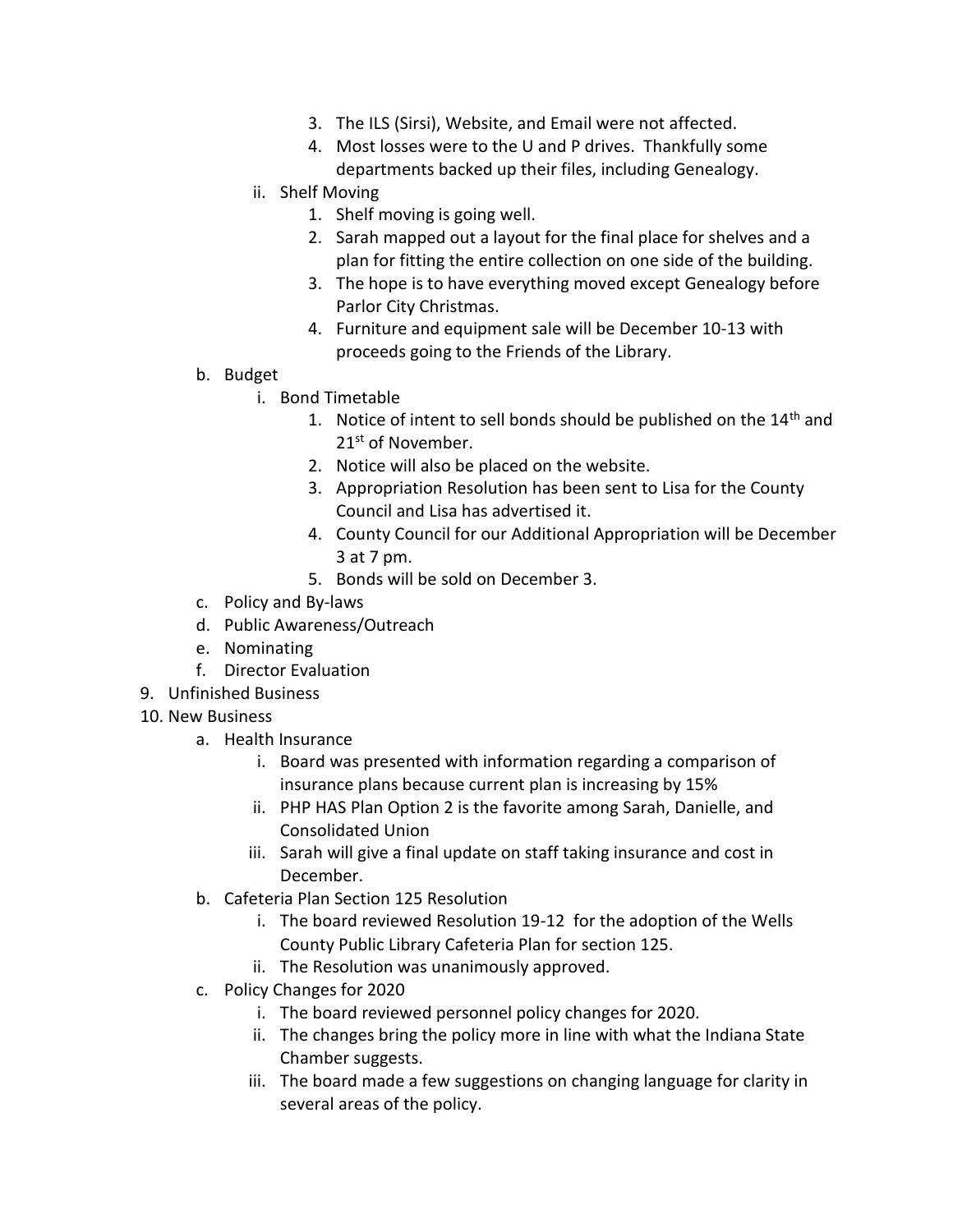3. The ILS (Sirsi), Website, and Email were not affected.
        4. Most losses were to the U and P drives. Thankfully some departments backed up their files, including Genealogy.
    - ii. Shelf Moving
        1. Shelf moving is going well.
        2. Sarah mapped out a layout for the final place for shelves and a plan for fitting the entire collection on one side of the building.
        3. The hope is to have everything moved except Genealogy before Parlor City Christmas.
        4. Furniture and equipment sale will be December 10-13 with proceeds going to the Friends of the Library.
  - b. Budget
    - i. Bond Timetable
        1. Notice of intent to sell bonds should be published on the 14th and 21st of November.
        2. Notice will also be placed on the website.
        3. Appropriation Resolution has been sent to Lisa for the County Council and Lisa has advertised it.
        4. County Council for our Additional Appropriation will be December 3 at 7 pm.
        5. Bonds will be sold on December 3.
  - c. Policy and By-laws
  - d. Public Awareness/Outreach
  - e. Nominating
  - f. Director Evaluation

9. Unfinished Business
10. New Business
    - a. Health Insurance
        - i. Board was presented with information regarding a comparison of insurance plans because current plan is increasing by 15%
        - ii. PHP HAS Plan Option 2 is the favorite among Sarah, Danielle, and Consolidated Union
        - iii. Sarah will give a final update on staff taking insurance and cost in December.
    - b. Cafeteria Plan Section 125 Resolution
        - i. The board reviewed Resolution 19-12 for the adoption of the Wells County Public Library Cafeteria Plan for section 125.
        - ii. The Resolution was unanimously approved.
    - c. Policy Changes for 2020
        - i. The board reviewed personnel policy changes for 2020.
        - ii. The changes bring the policy more in line with what the Indiana State Chamber suggests.
        - iii. The board made a few suggestions on changing language for clarity in several areas of the policy.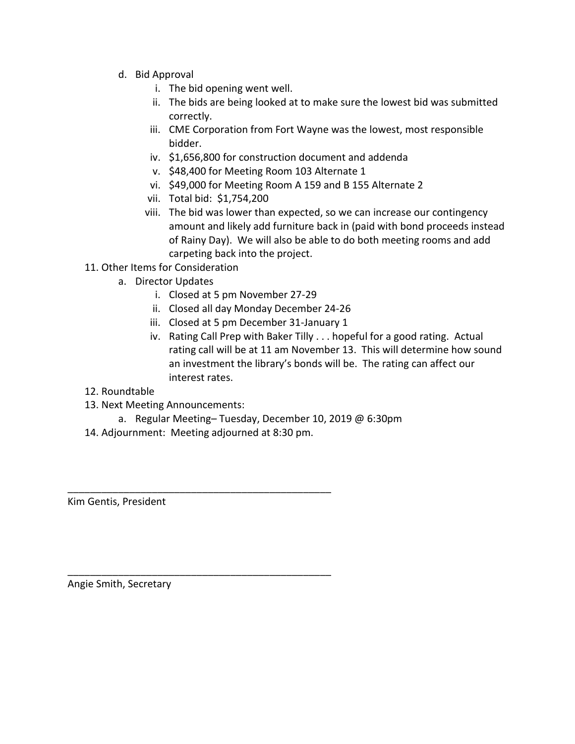d. Bid Approval
    i. The bid opening went well.
    ii. The bids are being looked at to make sure the lowest bid was submitted correctly.
    iii. CME Corporation from Fort Wayne was the lowest, most responsible bidder.
    iv. $1,656,800 for construction document and addenda
    v. $48,400 for Meeting Room 103 Alternate 1
    vi. $49,000 for Meeting Room A 159 and B 155 Alternate 2
    vii. Total bid: $1,754,200
    viii. The bid was lower than expected, so we can increase our contingency amount and likely add furniture back in (paid with bond proceeds instead of Rainy Day). We will also be able to do both meeting rooms and add carpeting back into the project.

11. Other Items for Consideration
    a. Director Updates
        i. Closed at 5 pm November 27-29
        ii. Closed all day Monday December 24-26
        iii. Closed at 5 pm December 31-January 1
        iv. Rating Call Prep with Baker Tilly . . . hopeful for a good rating. Actual rating call will be at 11 am November 13. This will determine how sound an investment the library's bonds will be. The rating can affect our interest rates.
12. Roundtable
13. Next Meeting Announcements:
    a. Regular Meeting– Tuesday, December 10, 2019 @ 6:30pm
14. Adjournment: Meeting adjourned at 8:30 pm.

\_\_\_\_\_\_\_\_\_\_\_\_\_\_\_\_\_\_\_\_\_\_\_\_\_\_\_\_\_\_\_\_\_\_\_\_\_\_\_\_\_\_\_\_

Kim Gentis, President

\_\_\_\_\_\_\_\_\_\_\_\_\_\_\_\_\_\_\_\_\_\_\_\_\_\_\_\_\_\_\_\_\_\_\_\_\_\_\_\_\_\_\_\_

Angie Smith, Secretary